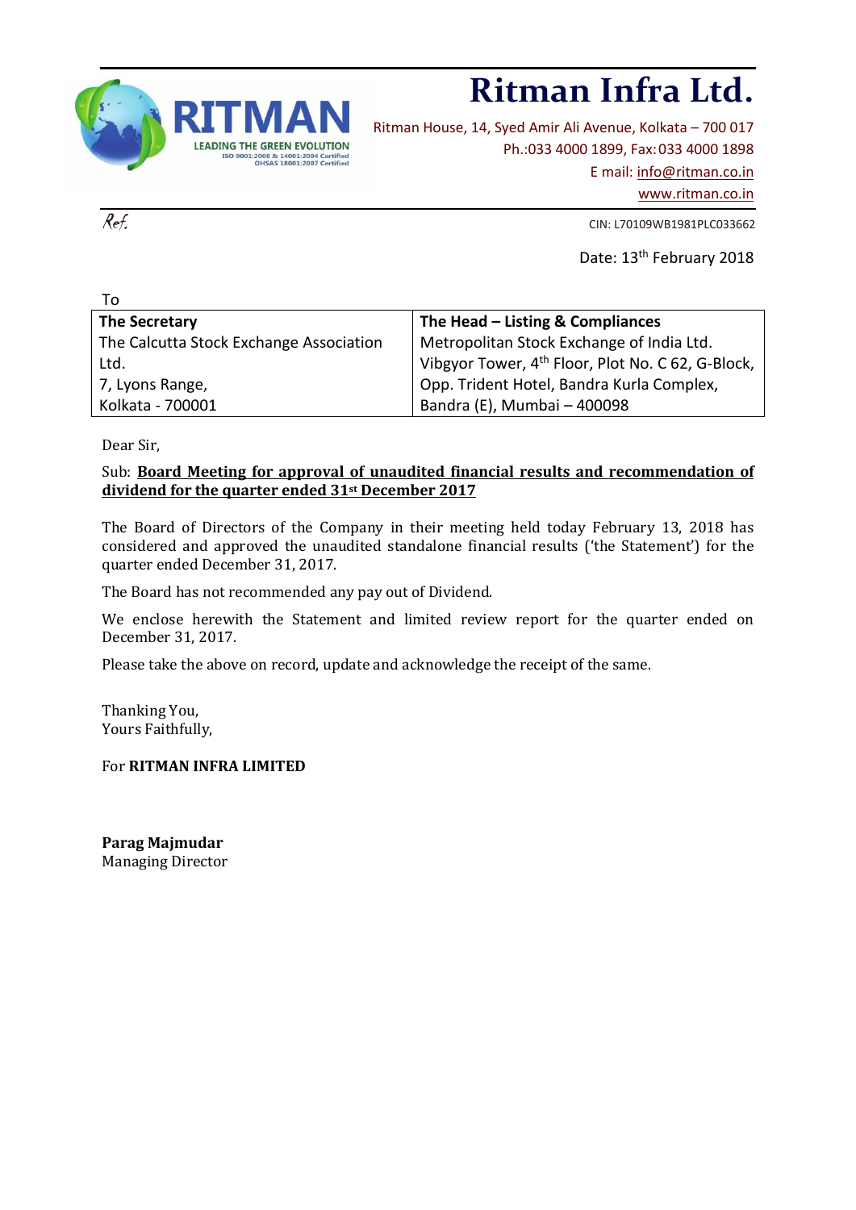# Ritman Infra Ltd.

RITMAN
LEADING THE GREEN EVOLUTION
ISO 9001:2008 & 14001:2004 Certified
OHSAS 18001:2007 Certified

Ritman House, 14, Syed Amir Ali Avenue, Kolkata – 700 017
Ph.:033 4000 1899, Fax: 033 4000 1898
E mail: info@ritman.co.in
www.ritman.co.in

Ref.

CIN: L70109WB1981PLC033662

Date: 13th February 2018

To

| **The Secretary** | **The Head – Listing & Compliances** |
|---|---|
| The Calcutta Stock Exchange Association Ltd. | Metropolitan Stock Exchange of India Ltd. |
| 7, Lyons Range, | Vibgyor Tower, 4th Floor, Plot No. C 62, G-Block, |
| Kolkata - 700001 | Opp. Trident Hotel, Bandra Kurla Complex, |
| | Bandra (E), Mumbai – 400098 |

Dear Sir,

Sub: **Board Meeting for approval of unaudited financial results and recommendation of dividend for the quarter ended 31st December 2017**

The Board of Directors of the Company in their meeting held today February 13, 2018 has considered and approved the unaudited standalone financial results ('the Statement') for the quarter ended December 31, 2017.

The Board has not recommended any pay out of Dividend.

We enclose herewith the Statement and limited review report for the quarter ended on December 31, 2017.

Please take the above on record, update and acknowledge the receipt of the same.

Thanking You,
Yours Faithfully,

For **RITMAN INFRA LIMITED**

**Parag Majmudar**
Managing Director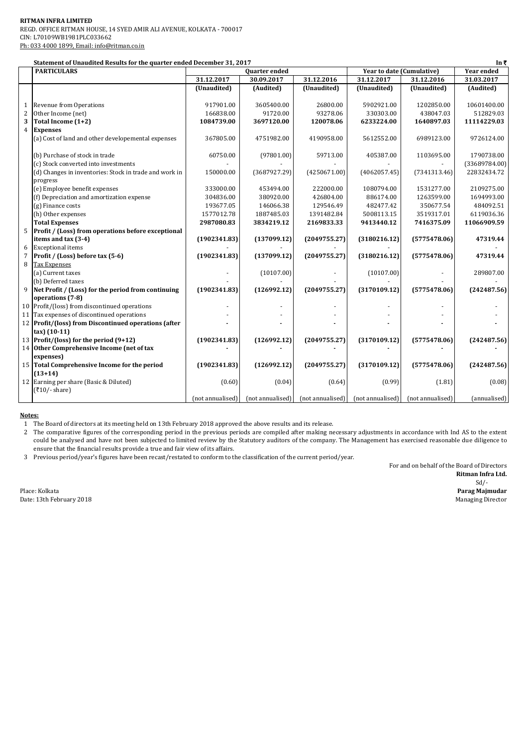**RITMAN INFRA LIMITED**
REGD. OFFICE RITMAN HOUSE, 14 SYED AMIR ALI AVENUE, KOLKATA - 700017
CIN: L70109WB1981PLC033662
Ph: 033 4000 1899, Email: info@ritman.co.in

**Statement of Unaudited Results for the quarter ended December 31, 2017** In ₹

| | PARTICULARS | Quarter ended | | | Year to date (Cumulative) | | Year ended |
|---|---|---|---|---|---|---|---|
| | | 31.12.2017 | 30.09.2017 | 31.12.2016 | 31.12.2017 | 31.12.2016 | 31.03.2017 |
| | | (Unaudited) | (Audited) | (Unaudited) | (Unaudited) | (Unaudited) | (Audited) |
| 1 | Revenue from Operations | 917901.00 | 3605400.00 | 26800.00 | 5902921.00 | 1202850.00 | 10601400.00 |
| 2 | Other Income (net) | 166838.00 | 91720.00 | 93278.06 | 330303.00 | 438047.03 | 512829.03 |
| **3** | **Total Income (1+2)** | **1084739.00** | **3697120.00** | **120078.06** | **6233224.00** | **1640897.03** | **11114229.03** |
| 4 | **Expenses** | | | | | | |
| | (a) Cost of land and other developemental expenses | 367805.00 | 4751982.00 | 4190958.00 | 5612552.00 | 6989123.00 | 9726124.00 |
| | (b) Purchase of stock in trade | 60750.00 | (97801.00) | 59713.00 | 405387.00 | 1103695.00 | 1790738.00 |
| | (c) Stock converted into investments | - | - | - | - | - | (33689784.00) |
| | (d) Changes in inventories: Stock in trade and work in progress | 150000.00 | (3687927.29) | (4250671.00) | (4062057.45) | (7341313.46) | 22832434.72 |
| | (e) Employee benefit expenses | 333000.00 | 453494.00 | 222000.00 | 1080794.00 | 1531277.00 | 2109275.00 |
| | (f) Depreciation and amortization expense | 304836.00 | 380920.00 | 426804.00 | 886174.00 | 1263599.00 | 1694993.00 |
| | (g) Finance costs | 193677.05 | 146066.38 | 129546.49 | 482477.42 | 350677.54 | 484092.51 |
| | (h) Other expenses | 1577012.78 | 1887485.03 | 1391482.84 | 5008113.15 | 3519317.01 | 6119036.36 |
| | **Total Expenses** | **2987080.83** | **3834219.12** | **2169833.33** | **9413440.12** | **7416375.09** | **11066909.59** |
| 5 | **Profit / (Loss) from operations before exceptional items and tax (3-4)** | **(1902341.83)** | **(137099.12)** | **(2049755.27)** | **(3180216.12)** | **(5775478.06)** | **47319.44** |
| 6 | Exceptional items | - | - | - | - | - | - |
| 7 | **Profit / (Loss) before tax (5-6)** | **(1902341.83)** | **(137099.12)** | **(2049755.27)** | **(3180216.12)** | **(5775478.06)** | **47319.44** |
| 8 | Tax Expenses | | | | | | |
| | (a) Current taxes | - | (10107.00) | - | (10107.00) | - | 289807.00 |
| | (b) Deferred taxes | - | - | - | - | - | - |
| 9 | **Net Profit / (Loss) for the period from continuing operations (7-8)** | **(1902341.83)** | **(126992.12)** | **(2049755.27)** | **(3170109.12)** | **(5775478.06)** | **(242487.56)** |
| 10 | Profit/(loss) from discontinued operations | - | - | - | - | - | - |
| 11 | Tax expenses of discontinued operations | - | - | - | - | - | - |
| 12 | **Profit/(loss) from Discontinued operations (after tax) (10-11)** | **-** | **-** | **-** | **-** | **-** | **-** |
| 13 | **Profit/(loss) for the period (9+12)** | **(1902341.83)** | **(126992.12)** | **(2049755.27)** | **(3170109.12)** | **(5775478.06)** | **(242487.56)** |
| 14 | **Other Comprehensive Income (net of tax expenses)** | **-** | **-** | **-** | **-** | **-** | **-** |
| 15 | **Total Comprehensive Income for the period (13+14)** | **(1902341.83)** | **(126992.12)** | **(2049755.27)** | **(3170109.12)** | **(5775478.06)** | **(242487.56)** |
| 12 | Earning per share (Basic & Diluted) (₹10/- share) | (0.60) | (0.04) | (0.64) | (0.99) | (1.81) | (0.08) |
| | | (not annualised) | (not annualised) | (not annualised) | (not annualised) | (not annualised) | (annualised) |

**Notes:**

1. The Board of directors at its meeting held on 13th February 2018 approved the above results and its release.
2. The comparative figures of the corresponding period in the previous periods are compiled after making necessary adjustments in accordance with Ind AS to the extent could be analysed and have not been subjected to limited review by the Statutory auditors of the company. The Management has exercised reasonable due diligence to ensure that the financial results provide a true and fair view of its affairs.
3. Previous period/year's figures have been recast/restated to conform to the classification of the current period/year.

For and on behalf of the Board of Directors
**Ritman Infra Ltd.**
Sd/-
**Parag Majmudar**
Managing Director

Place: Kolkata
Date: 13th February 2018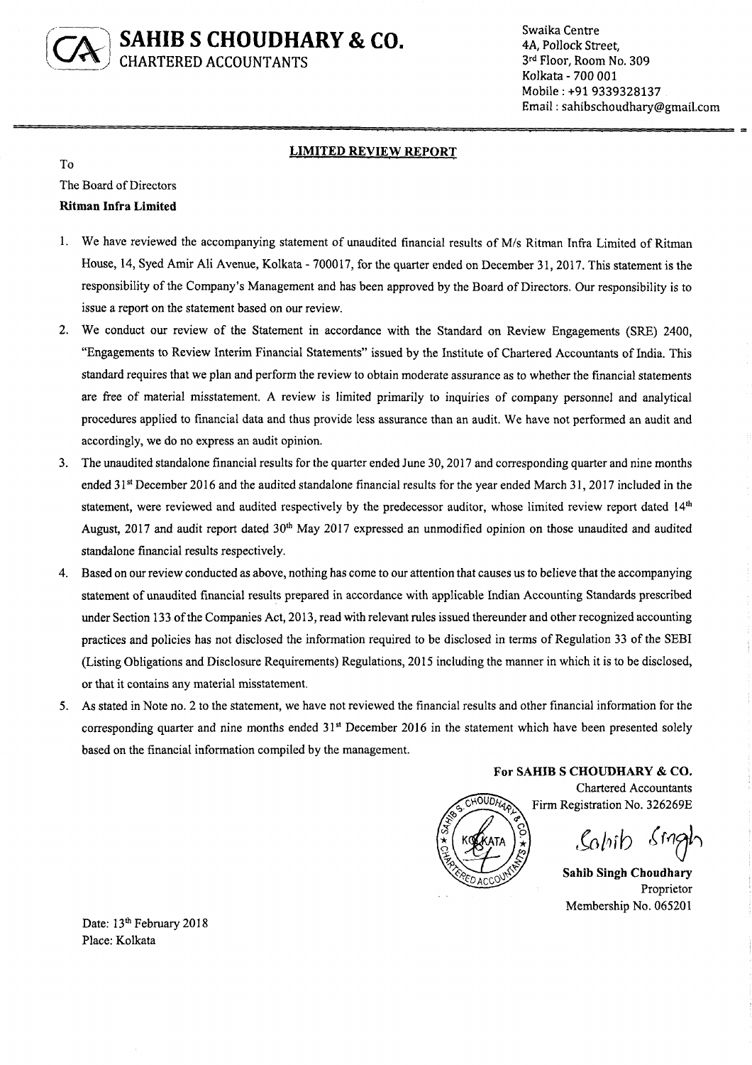# SAHIB S CHOUDHARY & CO.

CHARTERED ACCOUNTANTS

Swaika Centre
4A, Pollock Street,
3rd Floor, Room No. 309
Kolkata - 700 001
Mobile : +91 9339328137
Email : sahibschoudhary@gmail.com

## LIMITED REVIEW REPORT

To
The Board of Directors
**Ritman Infra Limited**

1. We have reviewed the accompanying statement of unaudited financial results of M/s Ritman Infra Limited of Ritman House, 14, Syed Amir Ali Avenue, Kolkata - 700017, for the quarter ended on December 31, 2017. This statement is the responsibility of the Company's Management and has been approved by the Board of Directors. Our responsibility is to issue a report on the statement based on our review.
2. We conduct our review of the Statement in accordance with the Standard on Review Engagements (SRE) 2400, "Engagements to Review Interim Financial Statements" issued by the Institute of Chartered Accountants of India. This standard requires that we plan and perform the review to obtain moderate assurance as to whether the financial statements are free of material misstatement. A review is limited primarily to inquiries of company personnel and analytical procedures applied to financial data and thus provide less assurance than an audit. We have not performed an audit and accordingly, we do no express an audit opinion.
3. The unaudited standalone financial results for the quarter ended June 30, 2017 and corresponding quarter and nine months ended 31st December 2016 and the audited standalone financial results for the year ended March 31, 2017 included in the statement, were reviewed and audited respectively by the predecessor auditor, whose limited review report dated 14th August, 2017 and audit report dated 30th May 2017 expressed an unmodified opinion on those unaudited and audited standalone financial results respectively.
4. Based on our review conducted as above, nothing has come to our attention that causes us to believe that the accompanying statement of unaudited financial results prepared in accordance with applicable Indian Accounting Standards prescribed under Section 133 of the Companies Act, 2013, read with relevant rules issued thereunder and other recognized accounting practices and policies has not disclosed the information required to be disclosed in terms of Regulation 33 of the SEBI (Listing Obligations and Disclosure Requirements) Regulations, 2015 including the manner in which it is to be disclosed, or that it contains any material misstatement.
5. As stated in Note no. 2 to the statement, we have not reviewed the financial results and other financial information for the corresponding quarter and nine months ended 31st December 2016 in the statement which have been presented solely based on the financial information compiled by the management.

**For SAHIB S CHOUDHARY & CO.**
Chartered Accountants
Firm Registration No. 326269E

Sahib Singh

**Sahib Singh Choudhary**
Proprietor
Membership No. 065201

Date: 13th February 2018
Place: Kolkata